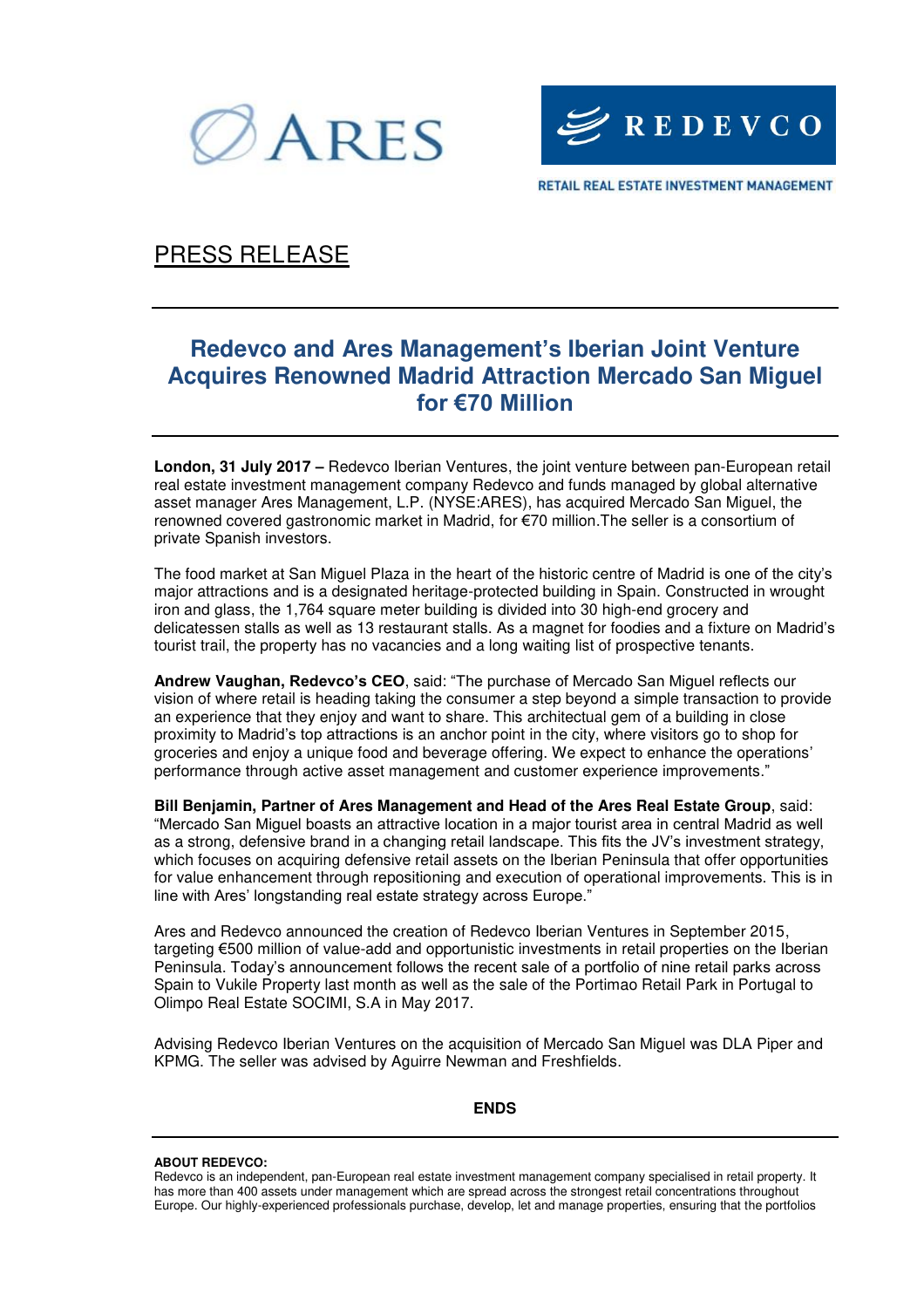ARES

REDEVCO

RETAIL REAL ESTATE INVESTMENT MANAGEMENT

PRESS RELEASE

# Redevco and Ares Management's Iberian Joint Venture Acquires Renowned Madrid Attraction Mercado San Miguel for €70 Million

**London, 31 July 2017 –** Redevco Iberian Ventures, the joint venture between pan-European retail real estate investment management company Redevco and funds managed by global alternative asset manager Ares Management, L.P. (NYSE:ARES), has acquired Mercado San Miguel, the renowned covered gastronomic market in Madrid, for €70 million.The seller is a consortium of private Spanish investors.

The food market at San Miguel Plaza in the heart of the historic centre of Madrid is one of the city's major attractions and is a designated heritage-protected building in Spain. Constructed in wrought iron and glass, the 1,764 square meter building is divided into 30 high-end grocery and delicatessen stalls as well as 13 restaurant stalls. As a magnet for foodies and a fixture on Madrid's tourist trail, the property has no vacancies and a long waiting list of prospective tenants.

**Andrew Vaughan, Redevco's CEO**, said: "The purchase of Mercado San Miguel reflects our vision of where retail is heading taking the consumer a step beyond a simple transaction to provide an experience that they enjoy and want to share. This architectural gem of a building in close proximity to Madrid's top attractions is an anchor point in the city, where visitors go to shop for groceries and enjoy a unique food and beverage offering. We expect to enhance the operations' performance through active asset management and customer experience improvements."

**Bill Benjamin, Partner of Ares Management and Head of the Ares Real Estate Group**, said: "Mercado San Miguel boasts an attractive location in a major tourist area in central Madrid as well as a strong, defensive brand in a changing retail landscape. This fits the JV's investment strategy, which focuses on acquiring defensive retail assets on the Iberian Peninsula that offer opportunities for value enhancement through repositioning and execution of operational improvements. This is in line with Ares' longstanding real estate strategy across Europe."

Ares and Redevco announced the creation of Redevco Iberian Ventures in September 2015, targeting €500 million of value-add and opportunistic investments in retail properties on the Iberian Peninsula. Today's announcement follows the recent sale of a portfolio of nine retail parks across Spain to Vukile Property last month as well as the sale of the Portimao Retail Park in Portugal to Olimpo Real Estate SOCIMI, S.A in May 2017.

Advising Redevco Iberian Ventures on the acquisition of Mercado San Miguel was DLA Piper and KPMG. The seller was advised by Aguirre Newman and Freshfields.

**ENDS**

**ABOUT REDEVCO:**
Redevco is an independent, pan-European real estate investment management company specialised in retail property. It has more than 400 assets under management which are spread across the strongest retail concentrations throughout Europe. Our highly-experienced professionals purchase, develop, let and manage properties, ensuring that the portfolios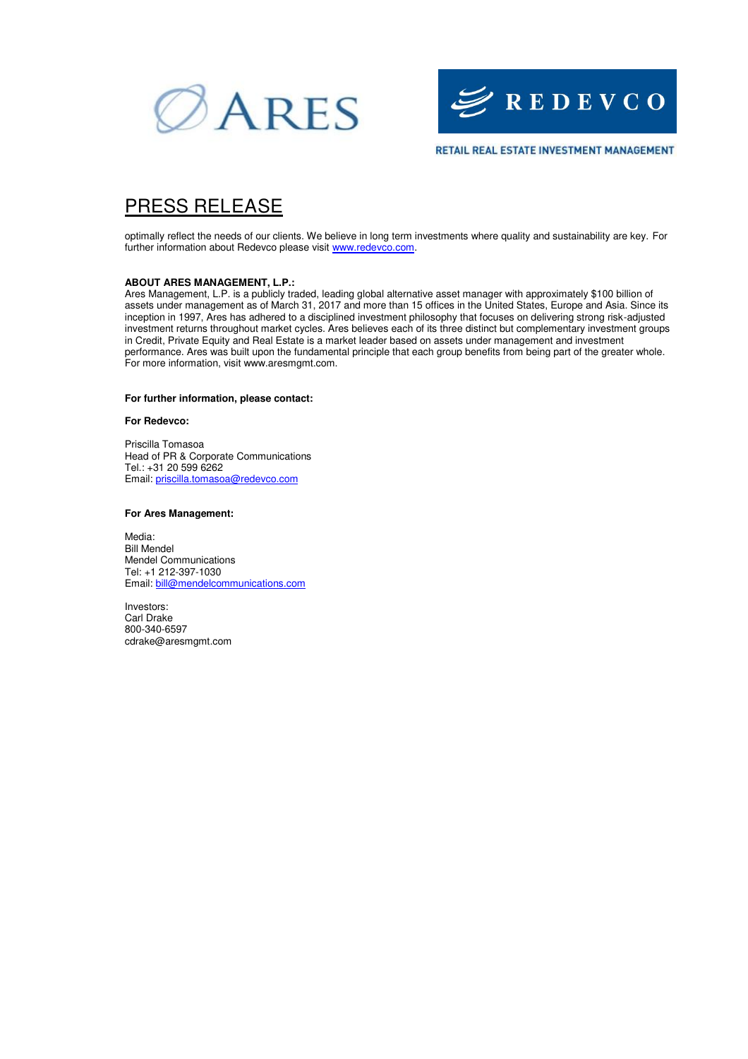# PRESS RELEASE

optimally reflect the needs of our clients. We believe in long term investments where quality and sustainability are key. For further information about Redevco please visit www.redevco.com.

**ABOUT ARES MANAGEMENT, L.P.:**
Ares Management, L.P. is a publicly traded, leading global alternative asset manager with approximately $100 billion of assets under management as of March 31, 2017 and more than 15 offices in the United States, Europe and Asia. Since its inception in 1997, Ares has adhered to a disciplined investment philosophy that focuses on delivering strong risk-adjusted investment returns throughout market cycles. Ares believes each of its three distinct but complementary investment groups in Credit, Private Equity and Real Estate is a market leader based on assets under management and investment performance. Ares was built upon the fundamental principle that each group benefits from being part of the greater whole. For more information, visit www.aresmgmt.com.

**For further information, please contact:**

**For Redevco:**

Priscilla Tomasoa
Head of PR & Corporate Communications
Tel.: +31 20 599 6262
Email: priscilla.tomasoa@redevco.com

**For Ares Management:**

Media:
Bill Mendel
Mendel Communications
Tel: +1 212-397-1030
Email: bill@mendelcommunications.com

Investors:
Carl Drake
800-340-6597
cdrake@aresmgmt.com